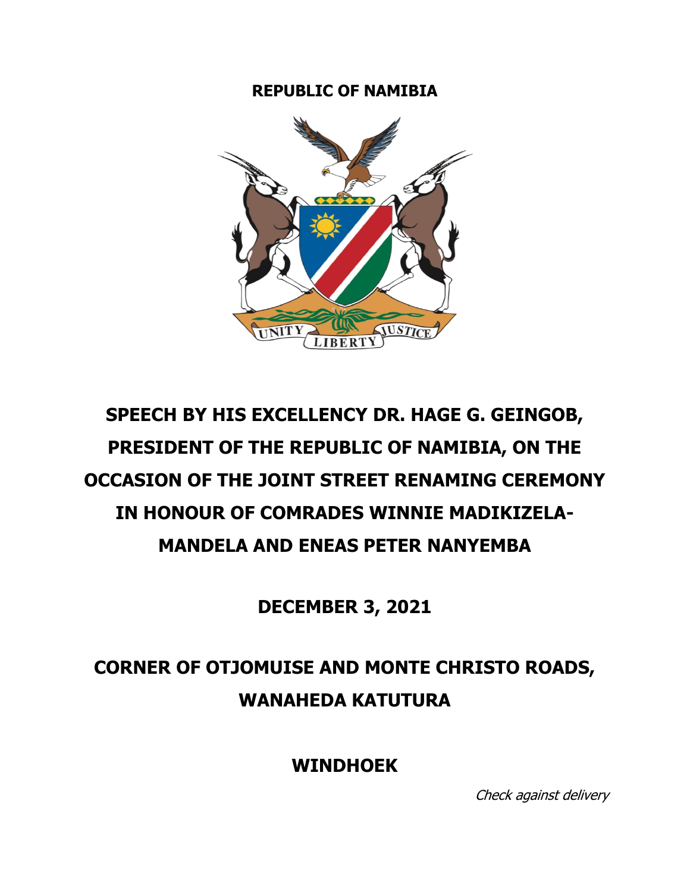**REPUBLIC OF NAMIBIA**

UNITY LIBERTY JUSTICE

# SPEECH BY HIS EXCELLENCY DR. HAGE G. GEINGOB, PRESIDENT OF THE REPUBLIC OF NAMIBIA, ON THE OCCASION OF THE JOINT STREET RENAMING CEREMONY IN HONOUR OF COMRADES WINNIE MADIKIZELA-MANDELA AND ENEAS PETER NANYEMBA

## DECEMBER 3, 2021

## CORNER OF OTJOMUISE AND MONTE CHRISTO ROADS, WANAHEDA KATUTURA

## WINDHOEK

*Check against delivery*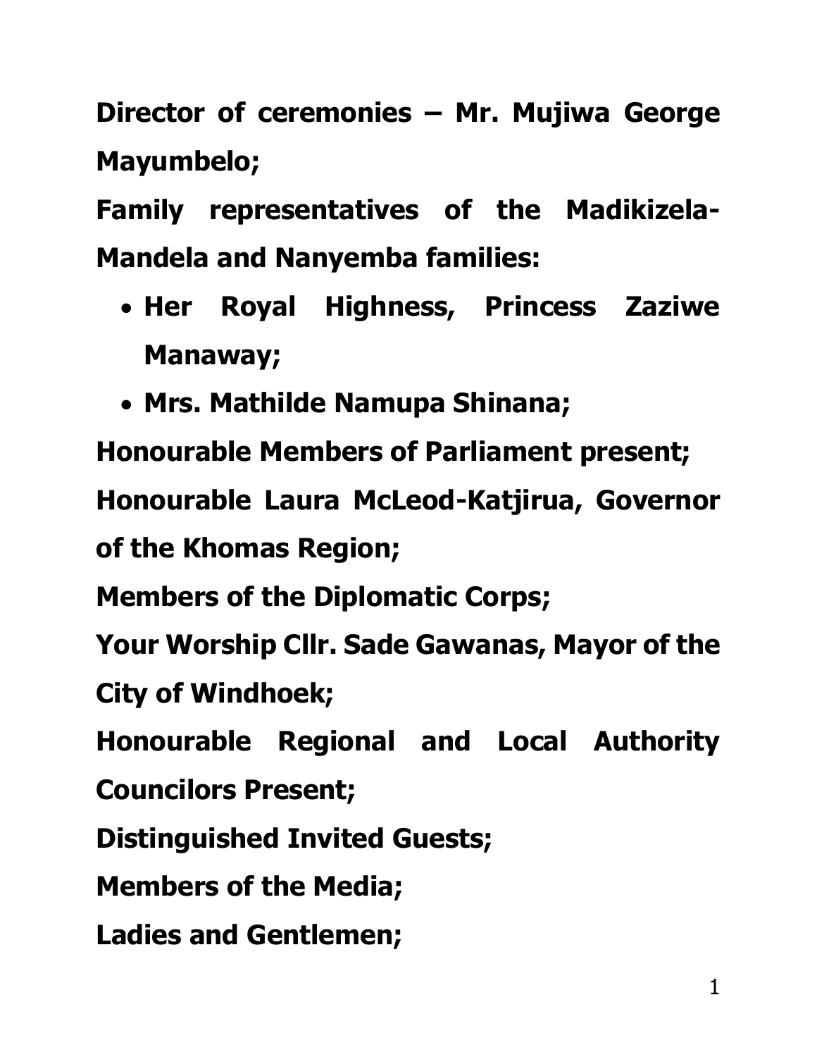**Director of ceremonies – Mr. Mujiwa George Mayumbelo;**

**Family representatives of the Madikizela-Mandela and Nanyemba families:**

- **Her Royal Highness, Princess Zaziwe Manaway;**
- **Mrs. Mathilde Namupa Shinana;**

**Honourable Members of Parliament present;**

**Honourable Laura McLeod-Katjirua, Governor of the Khomas Region;**

**Members of the Diplomatic Corps;**

**Your Worship Cllr. Sade Gawanas, Mayor of the City of Windhoek;**

**Honourable Regional and Local Authority Councilors Present;**

**Distinguished Invited Guests;**

**Members of the Media;**

**Ladies and Gentlemen;**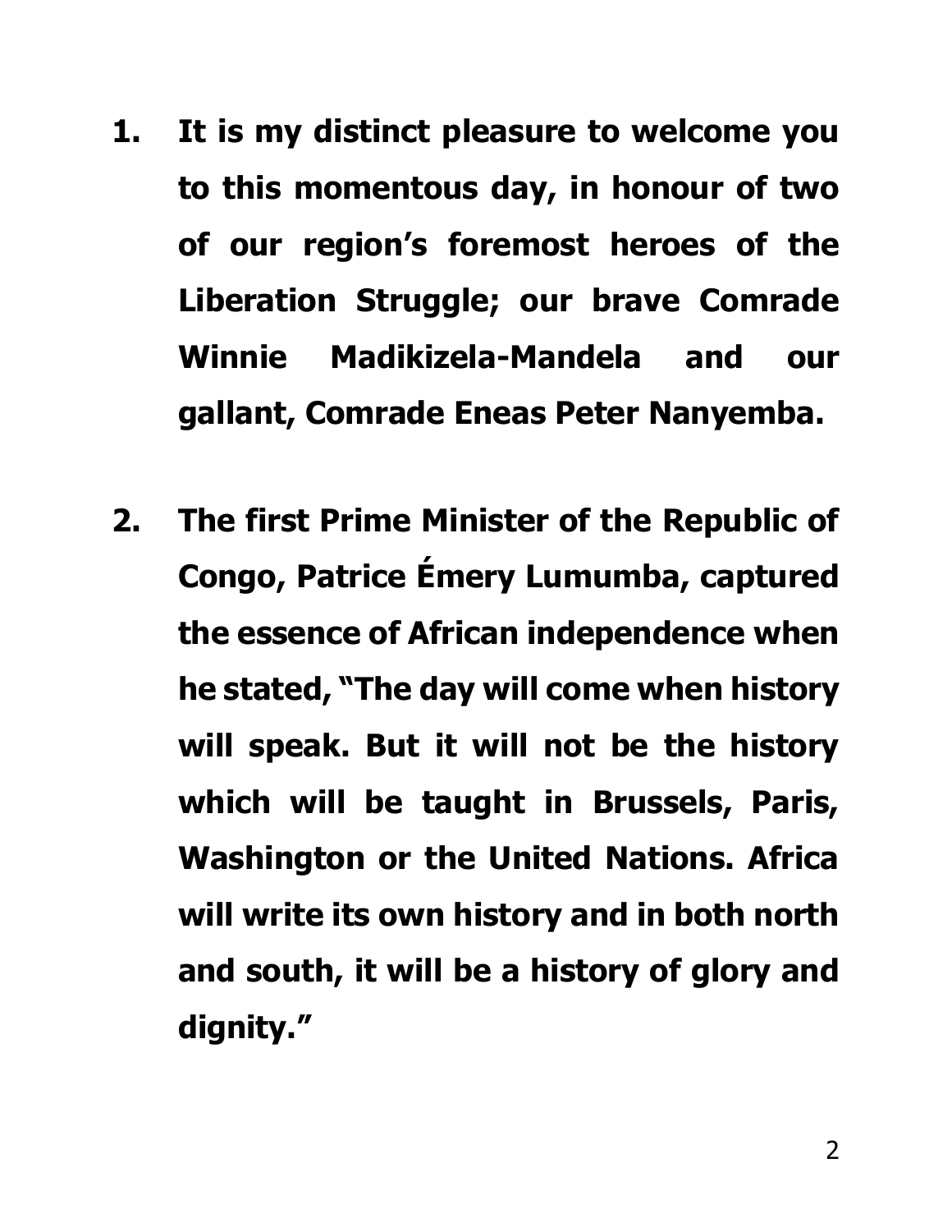**1. It is my distinct pleasure to welcome you to this momentous day, in honour of two of our region's foremost heroes of the Liberation Struggle; our brave Comrade Winnie Madikizela-Mandela and our gallant, Comrade Eneas Peter Nanyemba.**

**2. The first Prime Minister of the Republic of Congo, Patrice Émery Lumumba, captured the essence of African independence when he stated, "The day will come when history will speak. But it will not be the history which will be taught in Brussels, Paris, Washington or the United Nations. Africa will write its own history and in both north and south, it will be a history of glory and dignity."**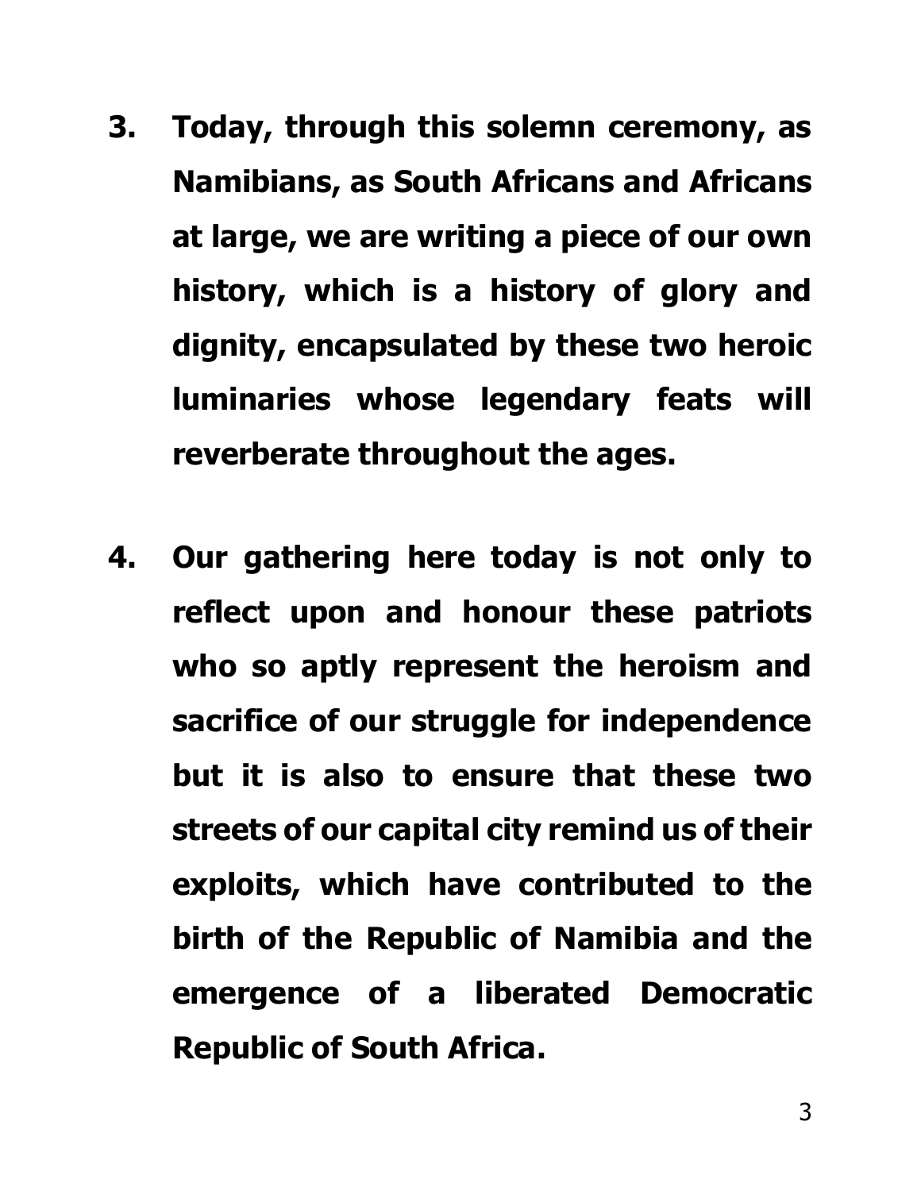3. **Today, through this solemn ceremony, as Namibians, as South Africans and Africans at large, we are writing a piece of our own history, which is a history of glory and dignity, encapsulated by these two heroic luminaries whose legendary feats will reverberate throughout the ages.**

4. **Our gathering here today is not only to reflect upon and honour these patriots who so aptly represent the heroism and sacrifice of our struggle for independence but it is also to ensure that these two streets of our capital city remind us of their exploits, which have contributed to the birth of the Republic of Namibia and the emergence of a liberated Democratic Republic of South Africa.**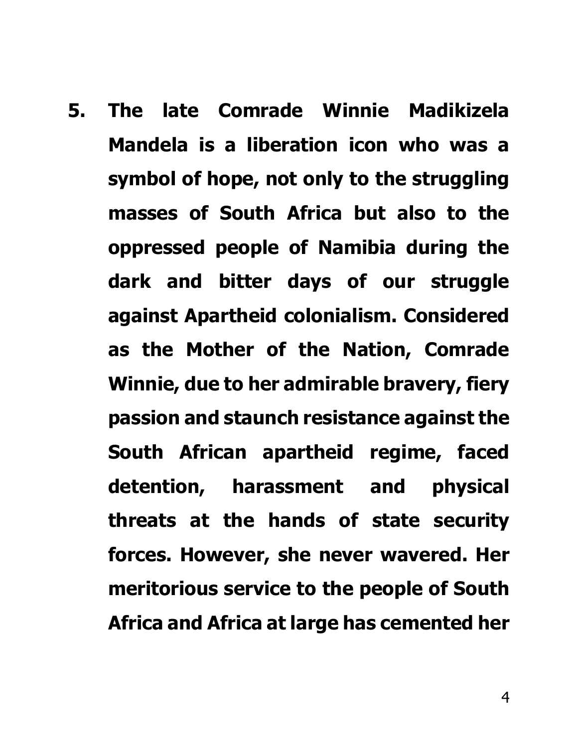5. **The late Comrade Winnie Madikizela Mandela is a liberation icon who was a symbol of hope, not only to the struggling masses of South Africa but also to the oppressed people of Namibia during the dark and bitter days of our struggle against Apartheid colonialism. Considered as the Mother of the Nation, Comrade Winnie, due to her admirable bravery, fiery passion and staunch resistance against the South African apartheid regime, faced detention, harassment and physical threats at the hands of state security forces. However, she never wavered. Her meritorious service to the people of South Africa and Africa at large has cemented her**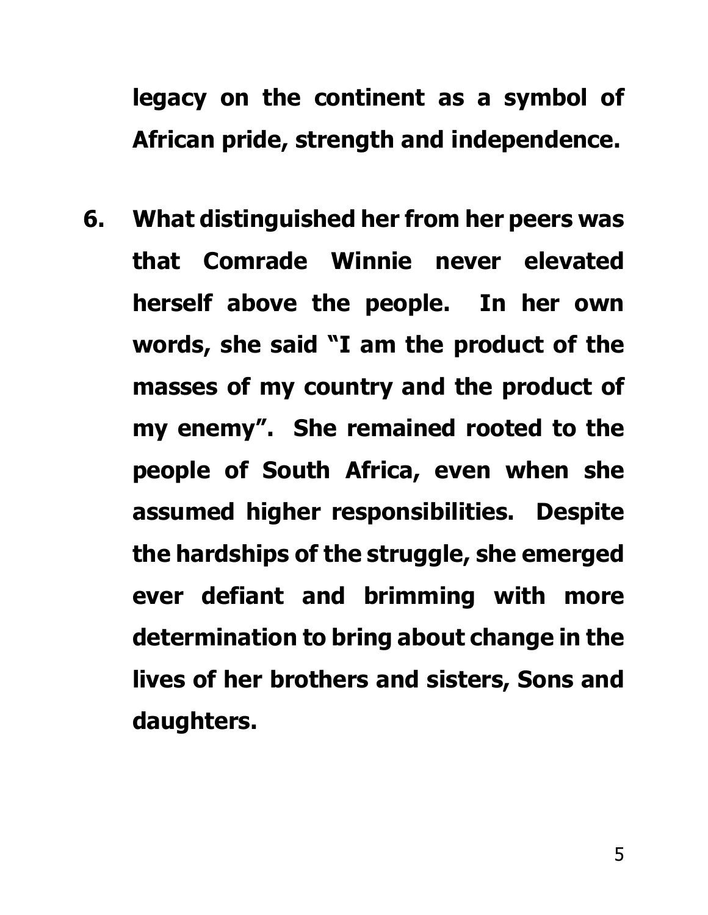**legacy on the continent as a symbol of African pride, strength and independence.**

6. **What distinguished her from her peers was that Comrade Winnie never elevated herself above the people. In her own words, she said "I am the product of the masses of my country and the product of my enemy". She remained rooted to the people of South Africa, even when she assumed higher responsibilities. Despite the hardships of the struggle, she emerged ever defiant and brimming with more determination to bring about change in the lives of her brothers and sisters, Sons and daughters.**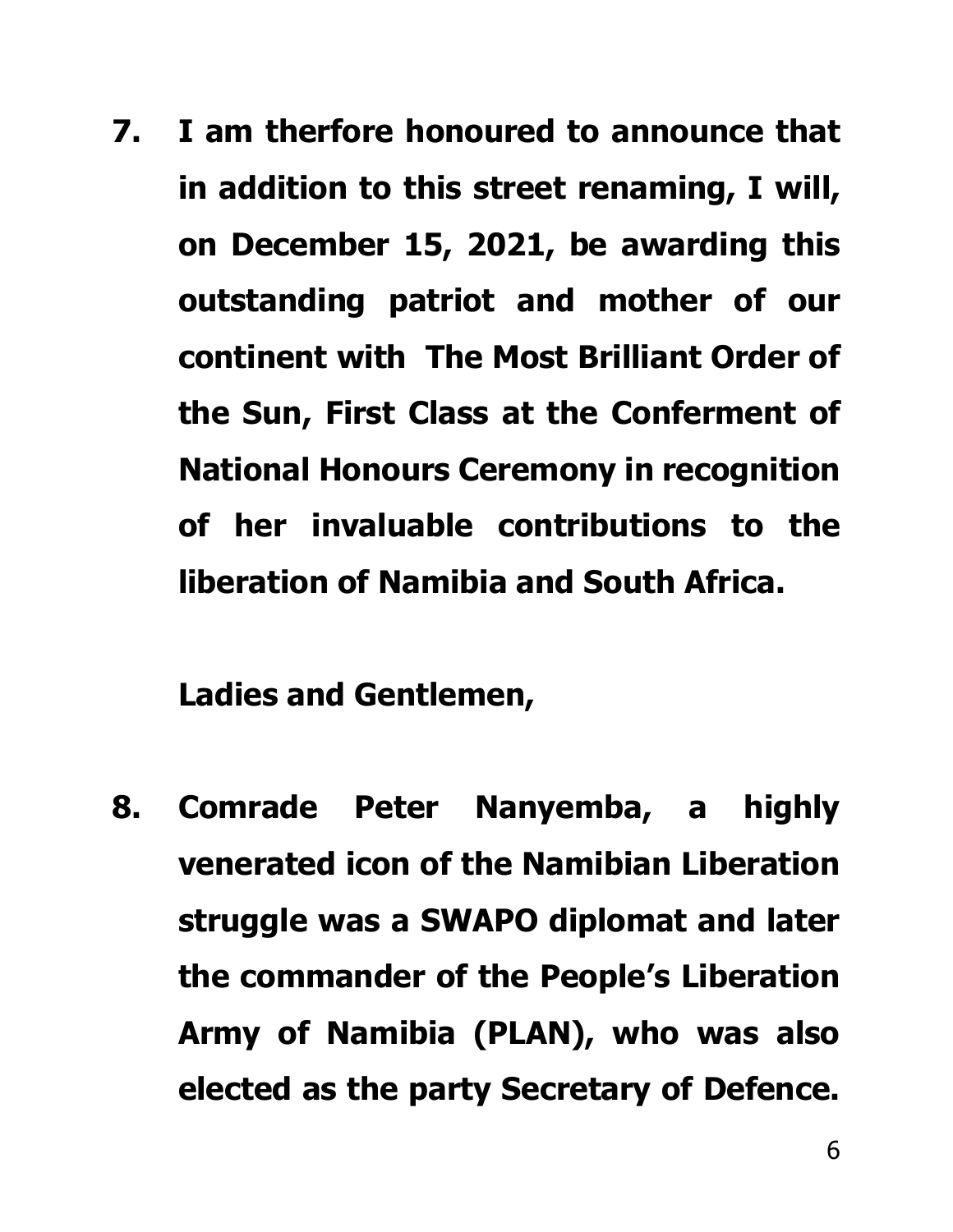**7. I am therfore honoured to announce that in addition to this street renaming, I will, on December 15, 2021, be awarding this outstanding patriot and mother of our continent with The Most Brilliant Order of the Sun, First Class at the Conferment of National Honours Ceremony in recognition of her invaluable contributions to the liberation of Namibia and South Africa.**

**Ladies and Gentlemen,**

**8. Comrade Peter Nanyemba, a highly venerated icon of the Namibian Liberation struggle was a SWAPO diplomat and later the commander of the People's Liberation Army of Namibia (PLAN), who was also elected as the party Secretary of Defence.**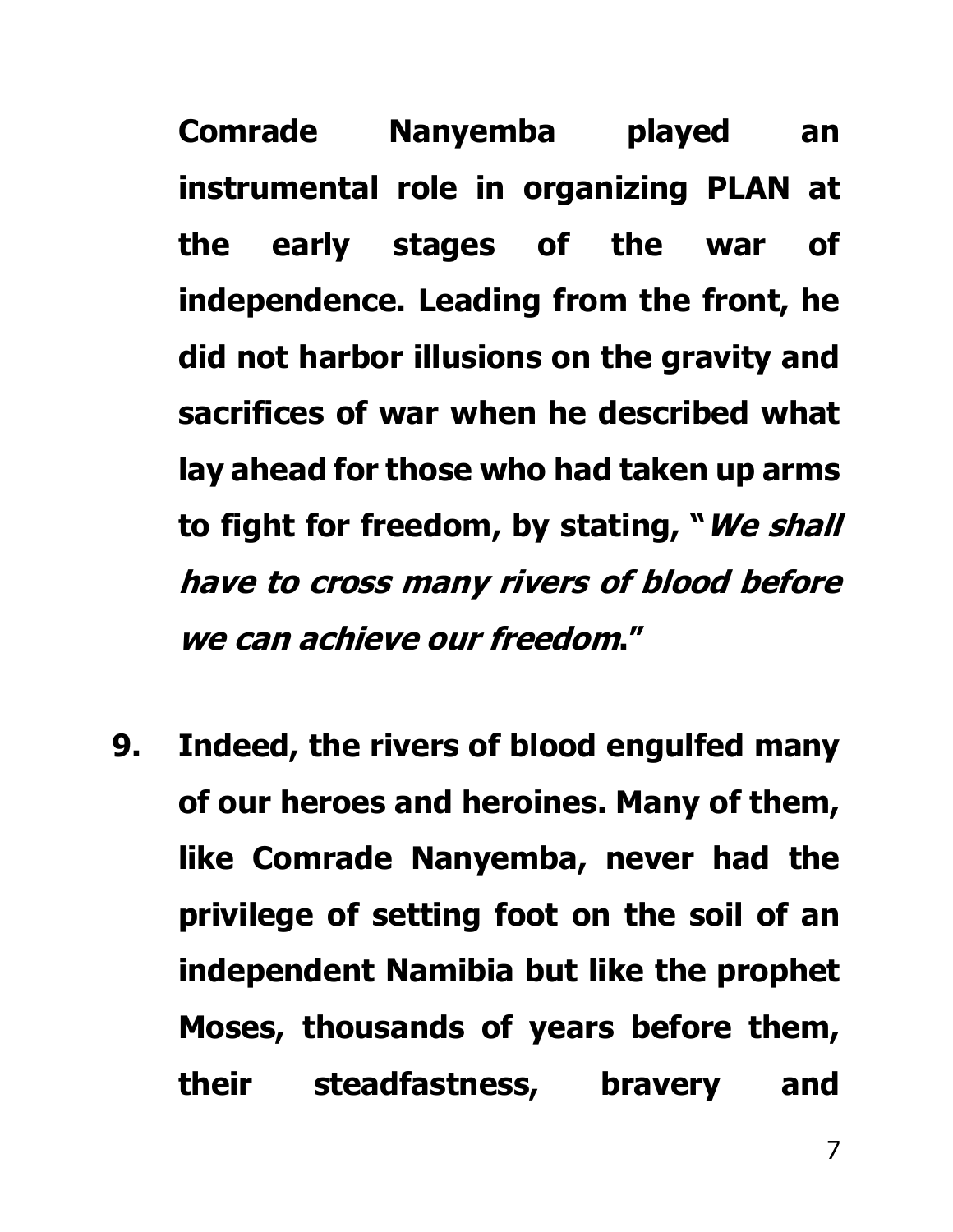**Comrade Nanyemba played an instrumental role in organizing PLAN at the early stages of the war of independence. Leading from the front, he did not harbor illusions on the gravity and sacrifices of war when he described what lay ahead for those who had taken up arms to fight for freedom, by stating, "*We shall have to cross many rivers of blood before we can achieve our freedom*."**

9. **Indeed, the rivers of blood engulfed many of our heroes and heroines. Many of them, like Comrade Nanyemba, never had the privilege of setting foot on the soil of an independent Namibia but like the prophet Moses, thousands of years before them, their steadfastness, bravery and**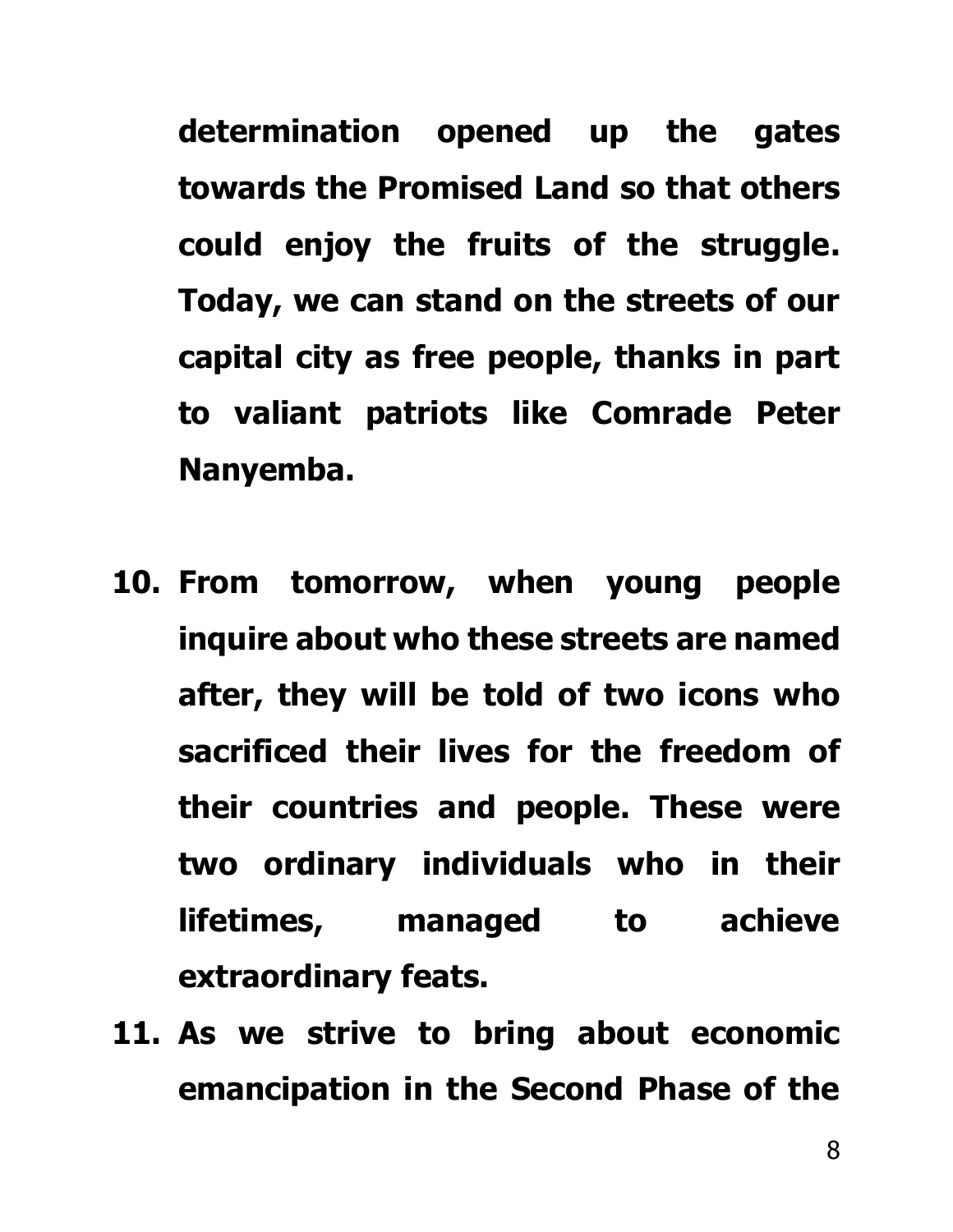**determination opened up the gates towards the Promised Land so that others could enjoy the fruits of the struggle. Today, we can stand on the streets of our capital city as free people, thanks in part to valiant patriots like Comrade Peter Nanyemba.**

10. **From tomorrow, when young people inquire about who these streets are named after, they will be told of two icons who sacrificed their lives for the freedom of their countries and people. These were two ordinary individuals who in their lifetimes, managed to achieve extraordinary feats.**
11. **As we strive to bring about economic emancipation in the Second Phase of the**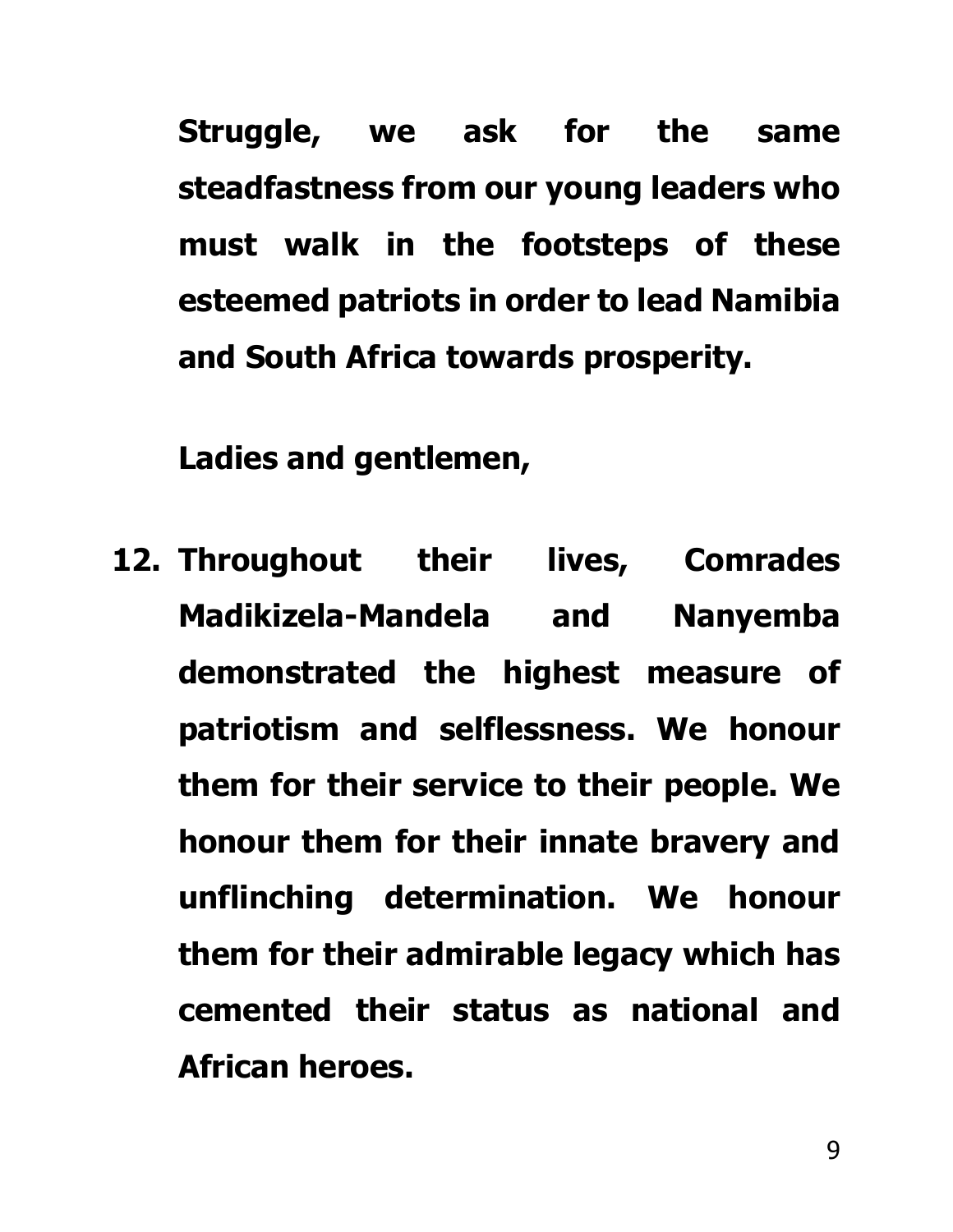**Struggle, we ask for the same steadfastness from our young leaders who must walk in the footsteps of these esteemed patriots in order to lead Namibia and South Africa towards prosperity.**

**Ladies and gentlemen,**

12. **Throughout their lives, Comrades Madikizela-Mandela and Nanyemba demonstrated the highest measure of patriotism and selflessness. We honour them for their service to their people. We honour them for their innate bravery and unflinching determination. We honour them for their admirable legacy which has cemented their status as national and African heroes.**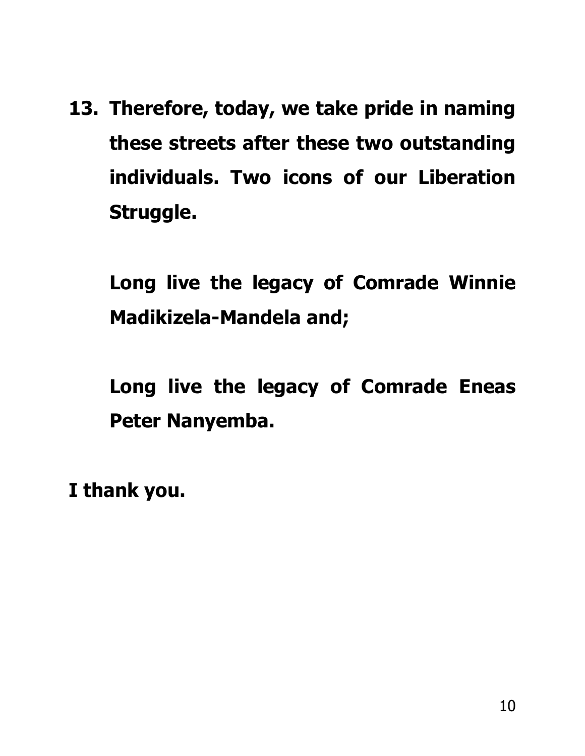**13. Therefore, today, we take pride in naming these streets after these two outstanding individuals. Two icons of our Liberation Struggle.**

**Long live the legacy of Comrade Winnie Madikizela-Mandela and;**

**Long live the legacy of Comrade Eneas Peter Nanyemba.**

**I thank you.**